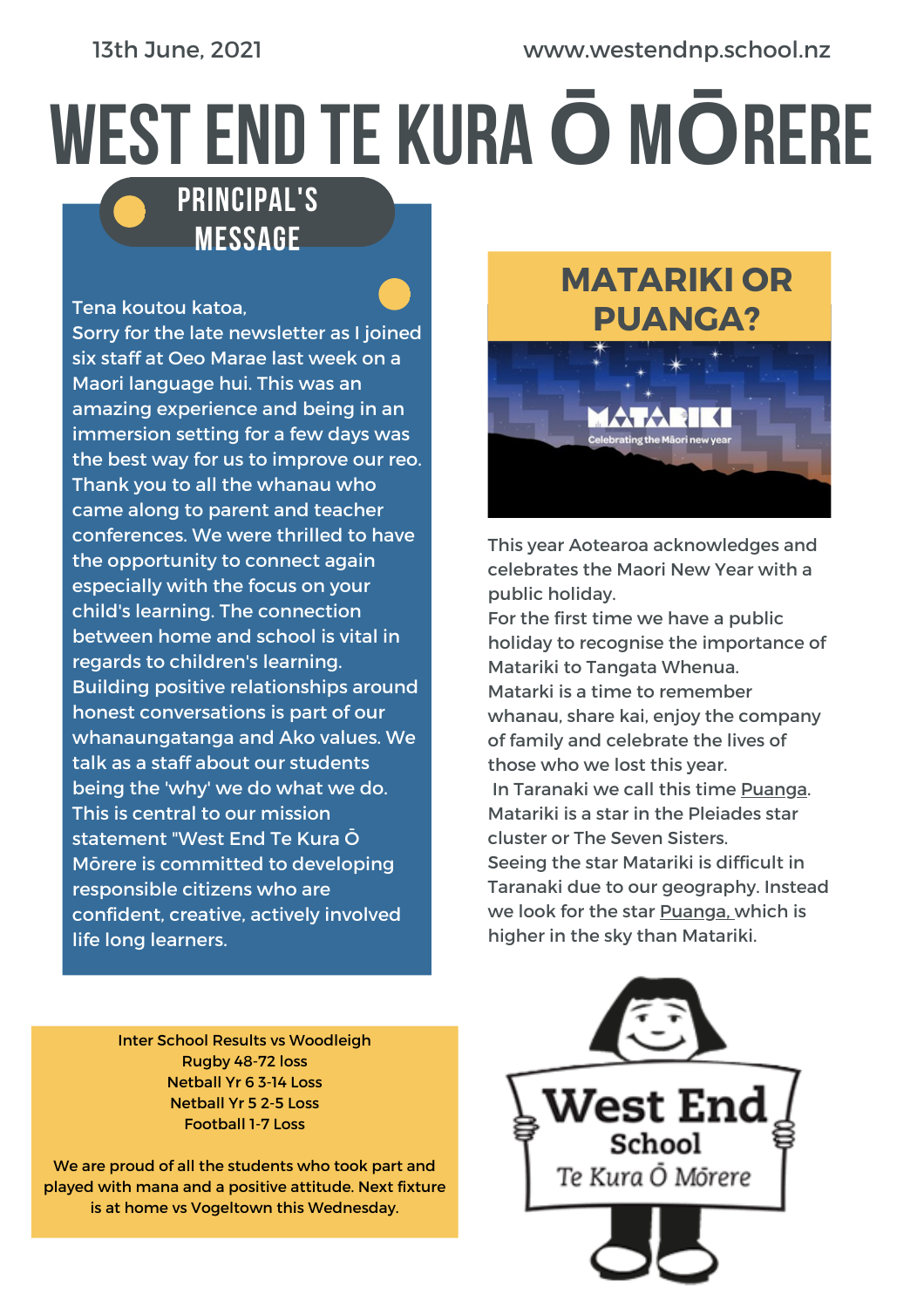13th June, 2021

www.westendnp.school.nz

# WEST END TE KURA Ō MŌRERE

## PRINCIPAL'S MESSAGE

Tena koutou katoa,
Sorry for the late newsletter as I joined six staff at Oeo Marae last week on a Maori language hui. This was an amazing experience and being in an immersion setting for a few days was the best way for us to improve our reo. Thank you to all the whanau who came along to parent and teacher conferences. We were thrilled to have the opportunity to connect again especially with the focus on your child's learning. The connection between home and school is vital in regards to children's learning. Building positive relationships around honest conversations is part of our whanaungatanga and Ako values. We talk as a staff about our students being the 'why' we do what we do. This is central to our mission statement "West End Te Kura Ō Mōrere is committed to developing responsible citizens who are confident, creative, actively involved life long learners.

## MATARIKI OR PUANGA?

MATARIKI
Celebrating the Māori new year

This year Aotearoa acknowledges and celebrates the Maori New Year with a public holiday.
For the first time we have a public holiday to recognise the importance of Matariki to Tangata Whenua.
Matarki is a time to remember whanau, share kai, enjoy the company of family and celebrate the lives of those who we lost this year.
In Taranaki we call this time Puanga. Matariki is a star in the Pleiades star cluster or The Seven Sisters.
Seeing the star Matariki is difficult in Taranaki due to our geography. Instead we look for the star Puanga, which is higher in the sky than Matariki.

Inter School Results vs Woodleigh
Rugby 48-72 loss
Netball Yr 6 3-14 Loss
Netball Yr 5 2-5 Loss
Football 1-7 Loss

We are proud of all the students who took part and played with mana and a positive attitude. Next fixture is at home vs Vogeltown this Wednesday.

West End School
Te Kura Ō Mōrere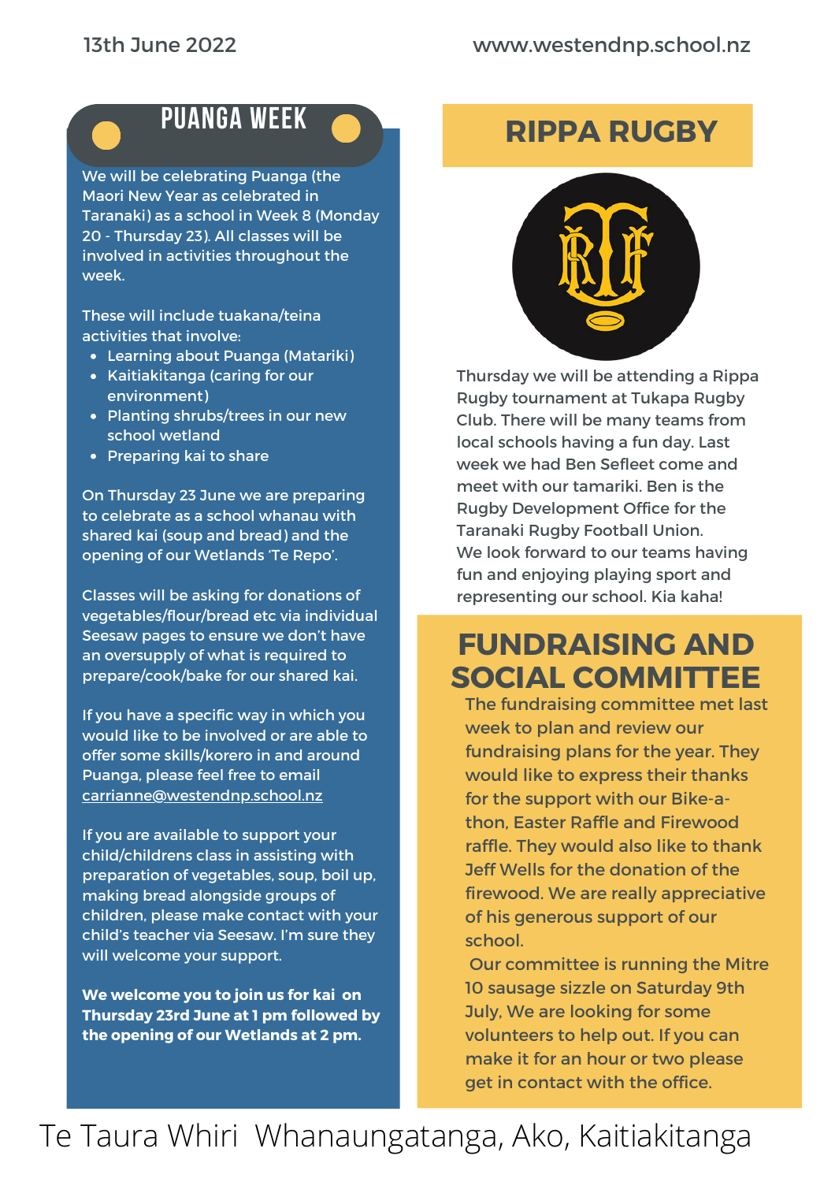13th June 2022

www.westendnp.school.nz

## PUANGA WEEK

We will be celebrating Puanga (the Maori New Year as celebrated in Taranaki) as a school in Week 8 (Monday 20 - Thursday 23). All classes will be involved in activities throughout the week.

These will include tuakana/teina activities that involve:

- Learning about Puanga (Matariki)
- Kaitiakitanga (caring for our environment)
- Planting shrubs/trees in our new school wetland
- Preparing kai to share

On Thursday 23 June we are preparing to celebrate as a school whanau with shared kai (soup and bread) and the opening of our Wetlands 'Te Repo'.

Classes will be asking for donations of vegetables/flour/bread etc via individual Seesaw pages to ensure we don't have an oversupply of what is required to prepare/cook/bake for our shared kai.

If you have a specific way in which you would like to be involved or are able to offer some skills/korero in and around Puanga, please feel free to email carrianne@westendnp.school.nz

If you are available to support your child/childrens class in assisting with preparation of vegetables, soup, boil up, making bread alongside groups of children, please make contact with your child's teacher via Seesaw. I'm sure they will welcome your support.

**We welcome you to join us for kai on Thursday 23rd June at 1 pm followed by the opening of our Wetlands at 2 pm.**

## RIPPA RUGBY

Thursday we will be attending a Rippa Rugby tournament at Tukapa Rugby Club. There will be many teams from local schools having a fun day. Last week we had Ben Sefleet come and meet with our tamariki. Ben is the Rugby Development Office for the Taranaki Rugby Football Union.
We look forward to our teams having fun and enjoying playing sport and representing our school. Kia kaha!

## FUNDRAISING AND SOCIAL COMMITTEE

The fundraising committee met last week to plan and review our fundraising plans for the year. They would like to express their thanks for the support with our Bike-a-thon, Easter Raffle and Firewood raffle. They would also like to thank Jeff Wells for the donation of the firewood. We are really appreciative of his generous support of our school.

Our committee is running the Mitre 10 sausage sizzle on Saturday 9th July, We are looking for some volunteers to help out. If you can make it for an hour or two please get in contact with the office.

Te Taura Whiri Whanaungatanga, Ako, Kaitiakitanga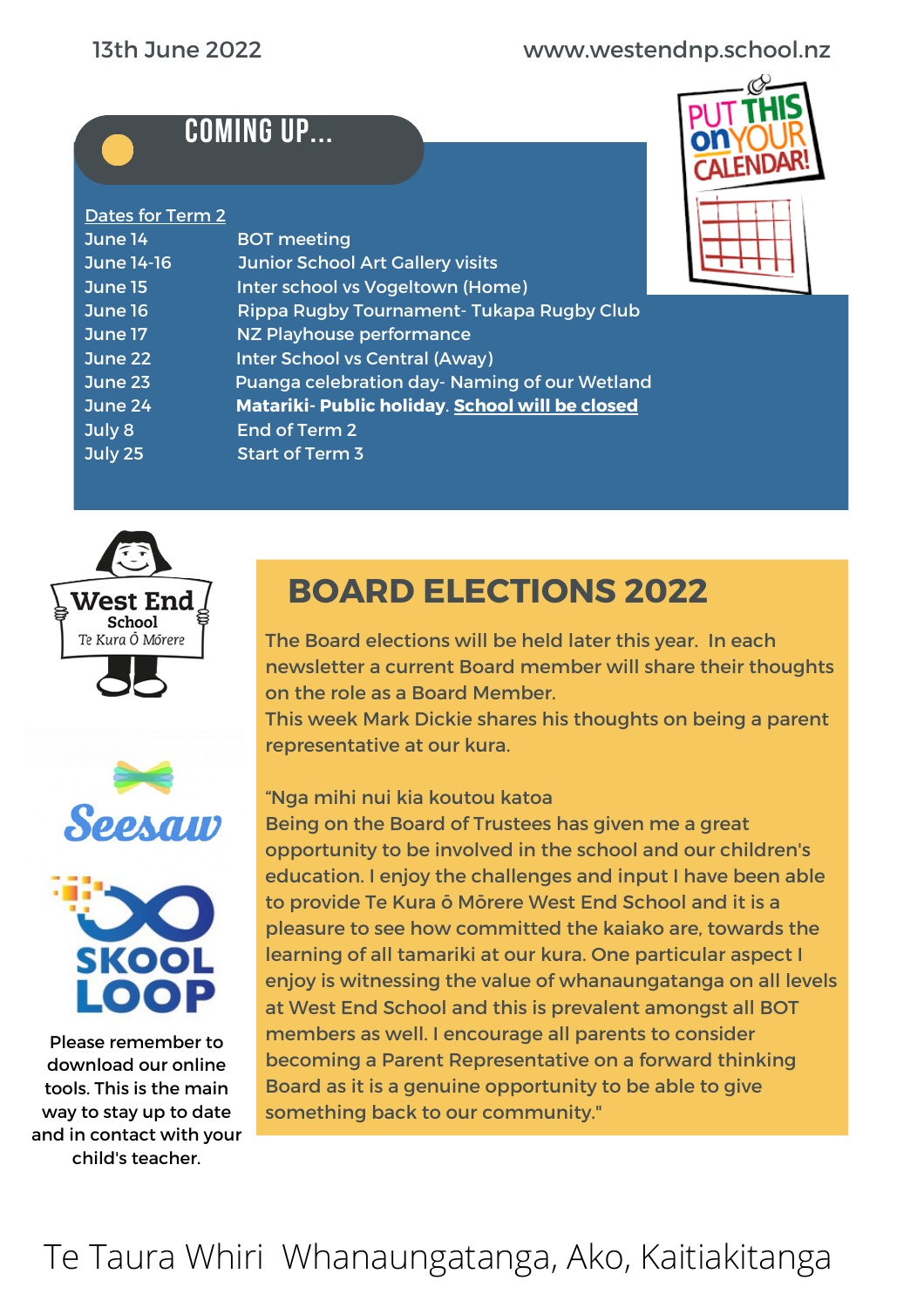13th June 2022

www.westendnp.school.nz

## COMING UP...

PUT THIS on YOUR CALENDAR!

Dates for Term 2

| | |
|---|---|
| June 14 | BOT meeting |
| June 14-16 | Junior School Art Gallery visits |
| June 15 | Inter school vs Vogeltown (Home) |
| June 16 | Rippa Rugby Tournament- Tukapa Rugby Club |
| June 17 | NZ Playhouse performance |
| June 22 | Inter School vs Central (Away) |
| June 23 | Puanga celebration day- Naming of our Wetland |
| June 24 | **Matariki- Public holiday**. **School will be closed** |
| July 8 | End of Term 2 |
| July 25 | Start of Term 3 |

West End School Te Kura Ō Mōrere

Seesaw

SKOOL LOOP

Please remember to download our online tools. This is the main way to stay up to date and in contact with your child's teacher.

## BOARD ELECTIONS 2022

The Board elections will be held later this year. In each newsletter a current Board member will share their thoughts on the role as a Board Member.
This week Mark Dickie shares his thoughts on being a parent representative at our kura.

"Nga mihi nui kia koutou katoa
Being on the Board of Trustees has given me a great opportunity to be involved in the school and our children's education. I enjoy the challenges and input I have been able to provide Te Kura ō Mōrere West End School and it is a pleasure to see how committed the kaiako are, towards the learning of all tamariki at our kura. One particular aspect I enjoy is witnessing the value of whanaungatanga on all levels at West End School and this is prevalent amongst all BOT members as well. I encourage all parents to consider becoming a Parent Representative on a forward thinking Board as it is a genuine opportunity to be able to give something back to our community."

Te Taura Whiri Whanaungatanga, Ako, Kaitiakitanga